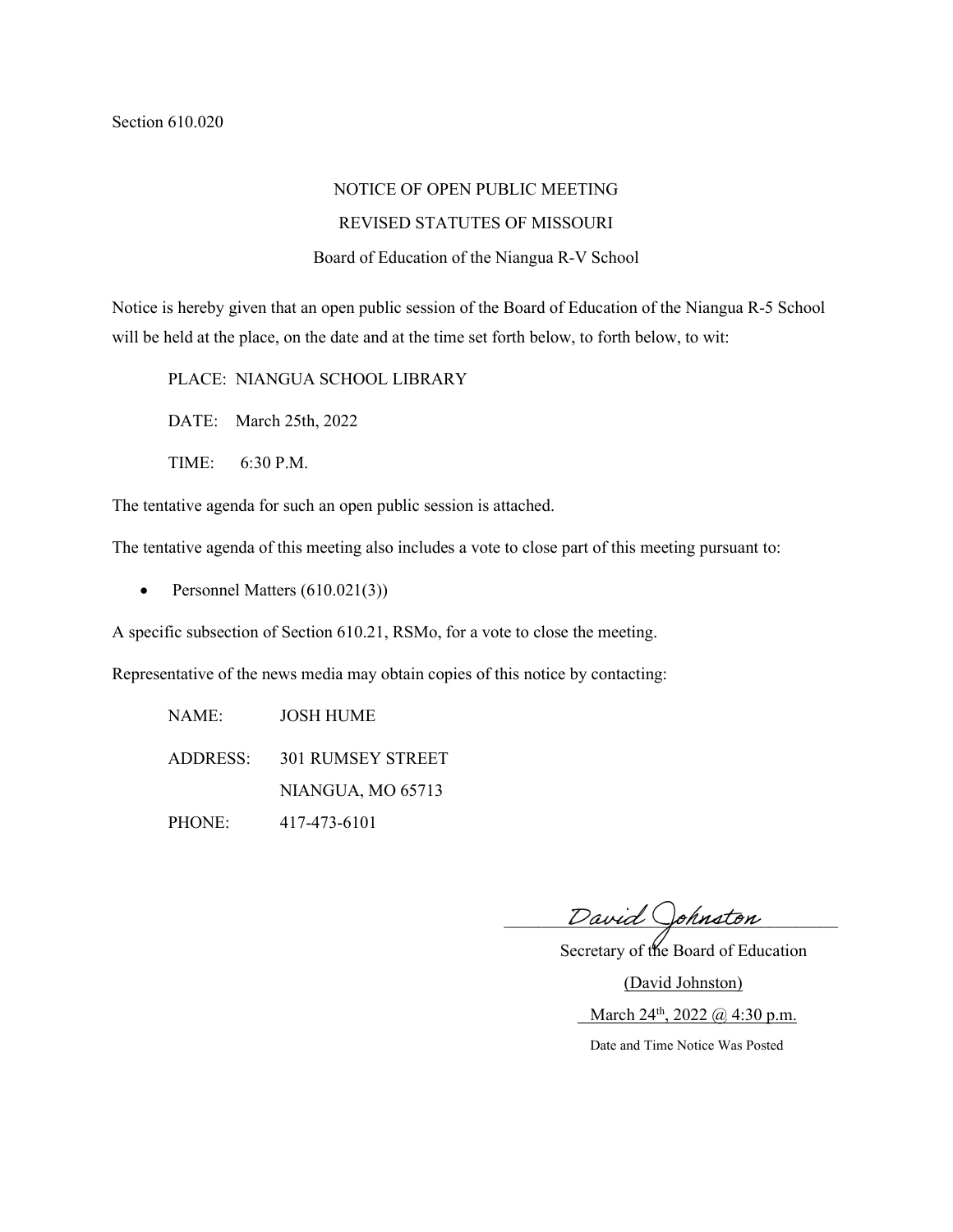Section 610.020

NOTICE OF OPEN PUBLIC MEETING

REVISED STATUTES OF MISSOURI

Board of Education of the Niangua R-V School

Notice is hereby given that an open public session of the Board of Education of the Niangua R-5 School will be held at the place, on the date and at the time set forth below, to forth below, to wit:

PLACE: NIANGUA SCHOOL LIBRARY

DATE: March 25th, 2022

TIME: 6:30 P.M.

The tentative agenda for such an open public session is attached.

The tentative agenda of this meeting also includes a vote to close part of this meeting pursuant to:

- Personnel Matters (610.021(3))

A specific subsection of Section 610.21, RSMo, for a vote to close the meeting.

Representative of the news media may obtain copies of this notice by contacting:

NAME: JOSH HUME

ADDRESS: 301 RUMSEY STREET
NIANGUA, MO 65713

PHONE: 417-473-6101

David Johnston

Secretary of the Board of Education

(David Johnston)

March 24th, 2022 @ 4:30 p.m.

Date and Time Notice Was Posted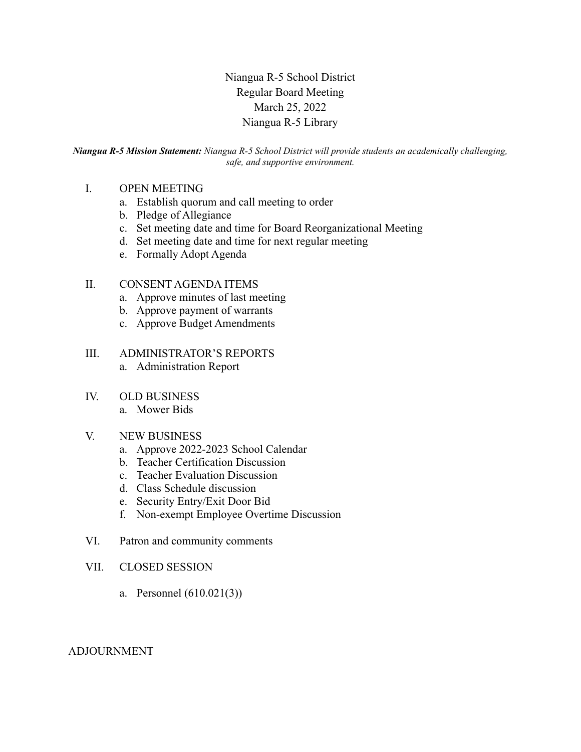# Niangua R-5 School District
## Regular Board Meeting
## March 25, 2022
## Niangua R-5 Library

***Niangua R-5 Mission Statement:*** *Niangua R-5 School District will provide students an academically challenging, safe, and supportive environment.*

I. OPEN MEETING
   a. Establish quorum and call meeting to order
   b. Pledge of Allegiance
   c. Set meeting date and time for Board Reorganizational Meeting
   d. Set meeting date and time for next regular meeting
   e. Formally Adopt Agenda

II. CONSENT AGENDA ITEMS
   a. Approve minutes of last meeting
   b. Approve payment of warrants
   c. Approve Budget Amendments

III. ADMINISTRATOR'S REPORTS
   a. Administration Report

IV. OLD BUSINESS
   a. Mower Bids

V. NEW BUSINESS
   a. Approve 2022-2023 School Calendar
   b. Teacher Certification Discussion
   c. Teacher Evaluation Discussion
   d. Class Schedule discussion
   e. Security Entry/Exit Door Bid
   f. Non-exempt Employee Overtime Discussion

VI. Patron and community comments

VII. CLOSED SESSION
   a. Personnel (610.021(3))

ADJOURNMENT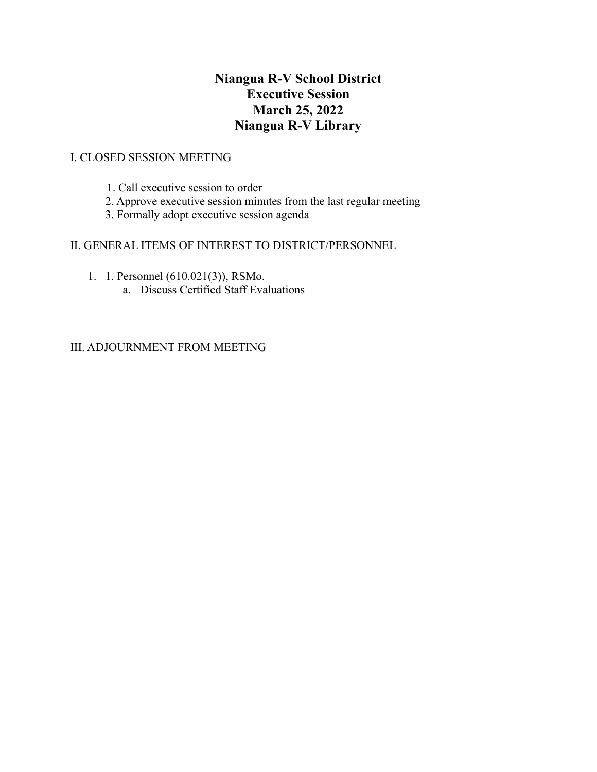# Niangua R-V School District
# Executive Session
# March 25, 2022
# Niangua R-V Library

I. CLOSED SESSION MEETING

1. Call executive session to order
2. Approve executive session minutes from the last regular meeting
3. Formally adopt executive session agenda

II. GENERAL ITEMS OF INTEREST TO DISTRICT/PERSONNEL

1. 1. Personnel (610.021(3)), RSMo.
    a. Discuss Certified Staff Evaluations

III. ADJOURNMENT FROM MEETING